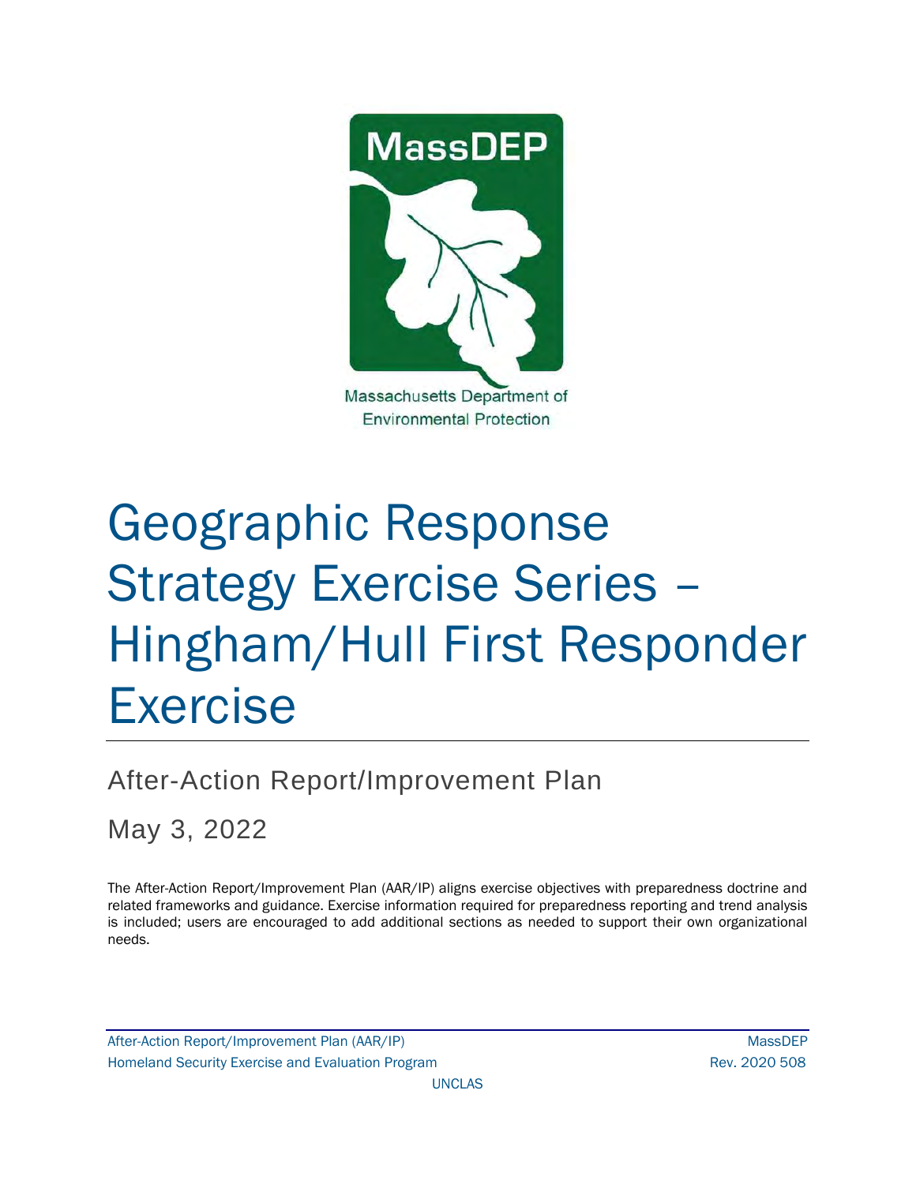MassDEP

Massachusetts Department of Environmental Protection

# Geographic Response Strategy Exercise Series – Hingham/Hull First Responder Exercise

## After-Action Report/Improvement Plan

May 3, 2022

The After-Action Report/Improvement Plan (AAR/IP) aligns exercise objectives with preparedness doctrine and related frameworks and guidance. Exercise information required for preparedness reporting and trend analysis is included; users are encouraged to add additional sections as needed to support their own organizational needs.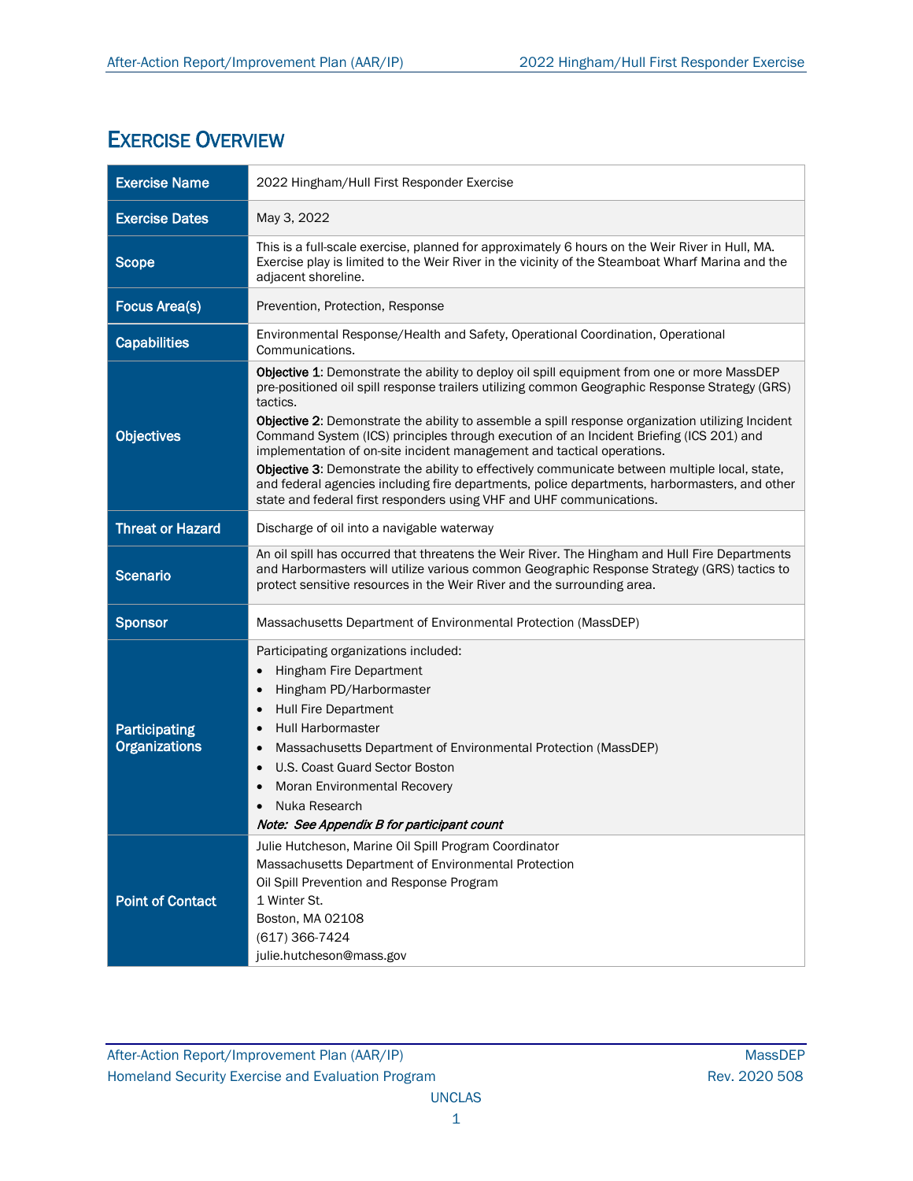# Exercise Overview

| | |
|---|---|
| **Exercise Name** | 2022 Hingham/Hull First Responder Exercise |
| **Exercise Dates** | May 3, 2022 |
| **Scope** | This is a full-scale exercise, planned for approximately 6 hours on the Weir River in Hull, MA. Exercise play is limited to the Weir River in the vicinity of the Steamboat Wharf Marina and the adjacent shoreline. |
| **Focus Area(s)** | Prevention, Protection, Response |
| **Capabilities** | Environmental Response/Health and Safety, Operational Coordination, Operational Communications. |
| **Objectives** | **Objective 1**: Demonstrate the ability to deploy oil spill equipment from one or more MassDEP pre-positioned oil spill response trailers utilizing common Geographic Response Strategy (GRS) tactics.<br>**Objective 2**: Demonstrate the ability to assemble a spill response organization utilizing Incident Command System (ICS) principles through execution of an Incident Briefing (ICS 201) and implementation of on-site incident management and tactical operations.<br>**Objective 3**: Demonstrate the ability to effectively communicate between multiple local, state, and federal agencies including fire departments, police departments, harbormasters, and other state and federal first responders using VHF and UHF communications. |
| **Threat or Hazard** | Discharge of oil into a navigable waterway |
| **Scenario** | An oil spill has occurred that threatens the Weir River. The Hingham and Hull Fire Departments and Harbormasters will utilize various common Geographic Response Strategy (GRS) tactics to protect sensitive resources in the Weir River and the surrounding area. |
| **Sponsor** | Massachusetts Department of Environmental Protection (MassDEP) |
| **Participating Organizations** | Participating organizations included:<br>• Hingham Fire Department<br>• Hingham PD/Harbormaster<br>• Hull Fire Department<br>• Hull Harbormaster<br>• Massachusetts Department of Environmental Protection (MassDEP)<br>• U.S. Coast Guard Sector Boston<br>• Moran Environmental Recovery<br>• Nuka Research<br>***Note: See Appendix B for participant count*** |
| **Point of Contact** | Julie Hutcheson, Marine Oil Spill Program Coordinator<br>Massachusetts Department of Environmental Protection<br>Oil Spill Prevention and Response Program<br>1 Winter St.<br>Boston, MA 02108<br>(617) 366-7424<br>julie.hutcheson@mass.gov |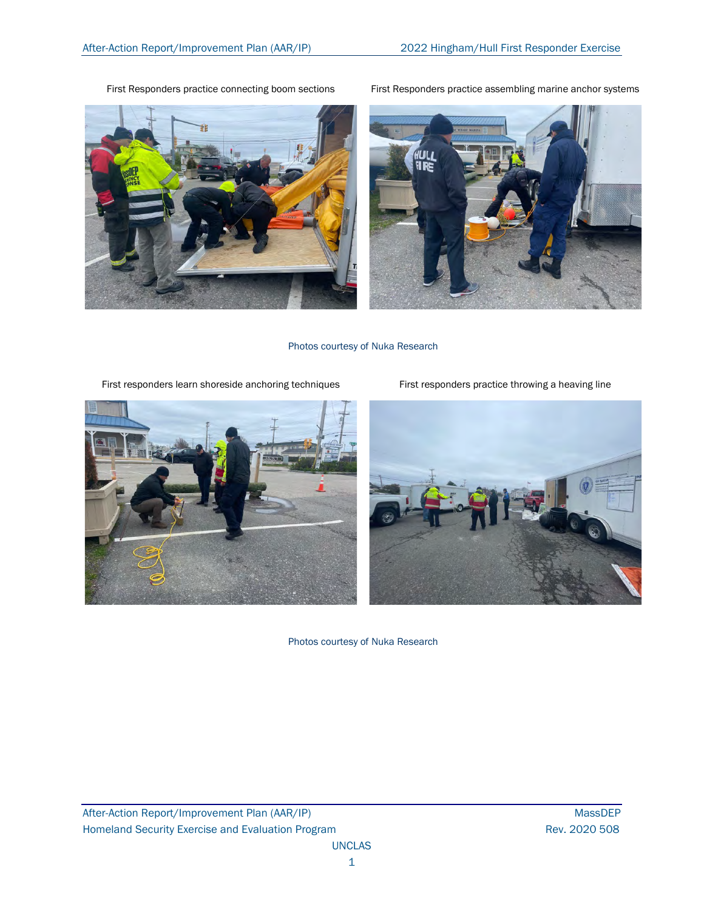First Responders practice connecting boom sections

First Responders practice assembling marine anchor systems

Photos courtesy of Nuka Research

First responders learn shoreside anchoring techniques

First responders practice throwing a heaving line

Photos courtesy of Nuka Research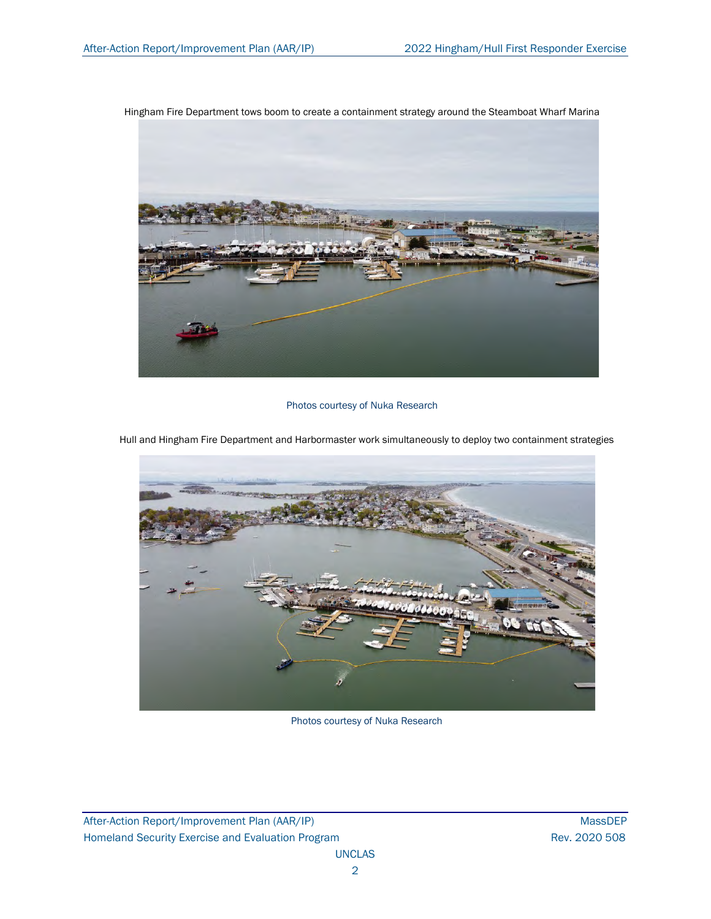Hingham Fire Department tows boom to create a containment strategy around the Steamboat Wharf Marina

Photos courtesy of Nuka Research

Hull and Hingham Fire Department and Harbormaster work simultaneously to deploy two containment strategies

Photos courtesy of Nuka Research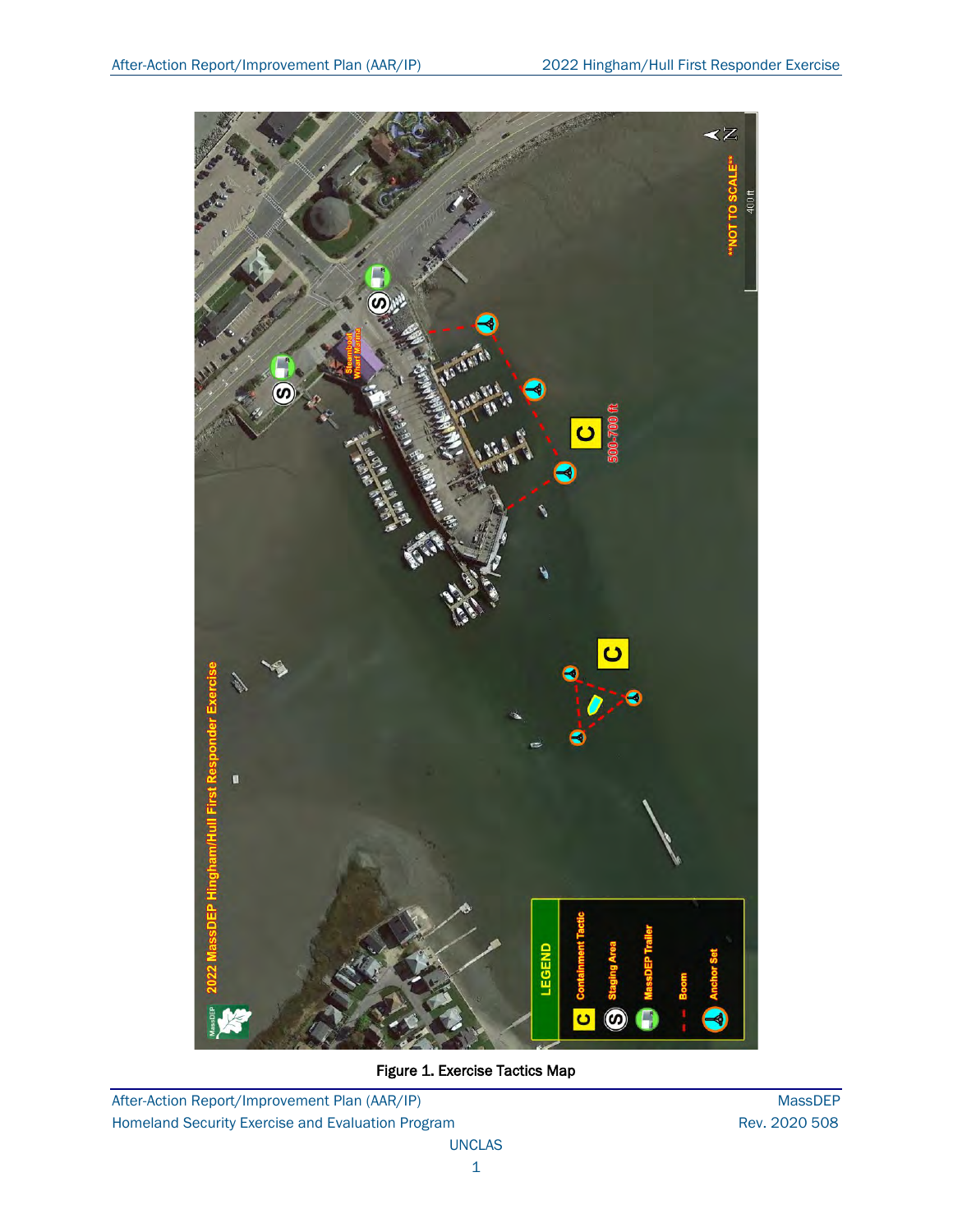Figure 1. Exercise Tactics Map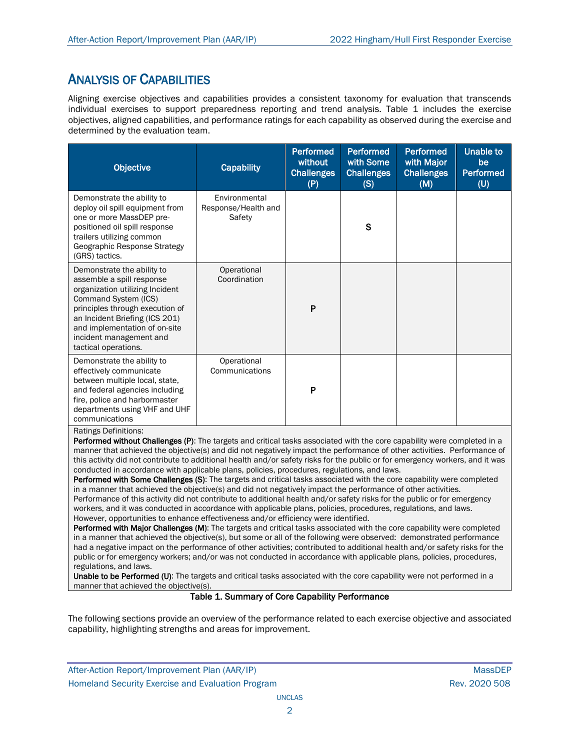## Analysis of Capabilities

Aligning exercise objectives and capabilities provides a consistent taxonomy for evaluation that transcends individual exercises to support preparedness reporting and trend analysis. Table 1 includes the exercise objectives, aligned capabilities, and performance ratings for each capability as observed during the exercise and determined by the evaluation team.

| Objective | Capability | Performed without Challenges (P) | Performed with Some Challenges (S) | Performed with Major Challenges (M) | Unable to be Performed (U) |
|---|---|---|---|---|---|
| Demonstrate the ability to deploy oil spill equipment from one or more MassDEP pre-positioned oil spill response trailers utilizing common Geographic Response Strategy (GRS) tactics. | Environmental Response/Health and Safety | | S | | |
| Demonstrate the ability to assemble a spill response organization utilizing Incident Command System (ICS) principles through execution of an Incident Briefing (ICS 201) and implementation of on-site incident management and tactical operations. | Operational Coordination | P | | | |
| Demonstrate the ability to effectively communicate between multiple local, state, and federal agencies including fire, police and harbormaster departments using VHF and UHF communications | Operational Communications | P | | | |

Ratings Definitions:

**Performed without Challenges (P)**: The targets and critical tasks associated with the core capability were completed in a manner that achieved the objective(s) and did not negatively impact the performance of other activities. Performance of this activity did not contribute to additional health and/or safety risks for the public or for emergency workers, and it was conducted in accordance with applicable plans, policies, procedures, regulations, and laws.

**Performed with Some Challenges (S)**: The targets and critical tasks associated with the core capability were completed in a manner that achieved the objective(s) and did not negatively impact the performance of other activities. Performance of this activity did not contribute to additional health and/or safety risks for the public or for emergency workers, and it was conducted in accordance with applicable plans, policies, procedures, regulations, and laws. However, opportunities to enhance effectiveness and/or efficiency were identified.

**Performed with Major Challenges (M)**: The targets and critical tasks associated with the core capability were completed in a manner that achieved the objective(s), but some or all of the following were observed: demonstrated performance had a negative impact on the performance of other activities; contributed to additional health and/or safety risks for the public or for emergency workers; and/or was not conducted in accordance with applicable plans, policies, procedures, regulations, and laws.

**Unable to be Performed (U)**: The targets and critical tasks associated with the core capability were not performed in a manner that achieved the objective(s).

**Table 1. Summary of Core Capability Performance**

The following sections provide an overview of the performance related to each exercise objective and associated capability, highlighting strengths and areas for improvement.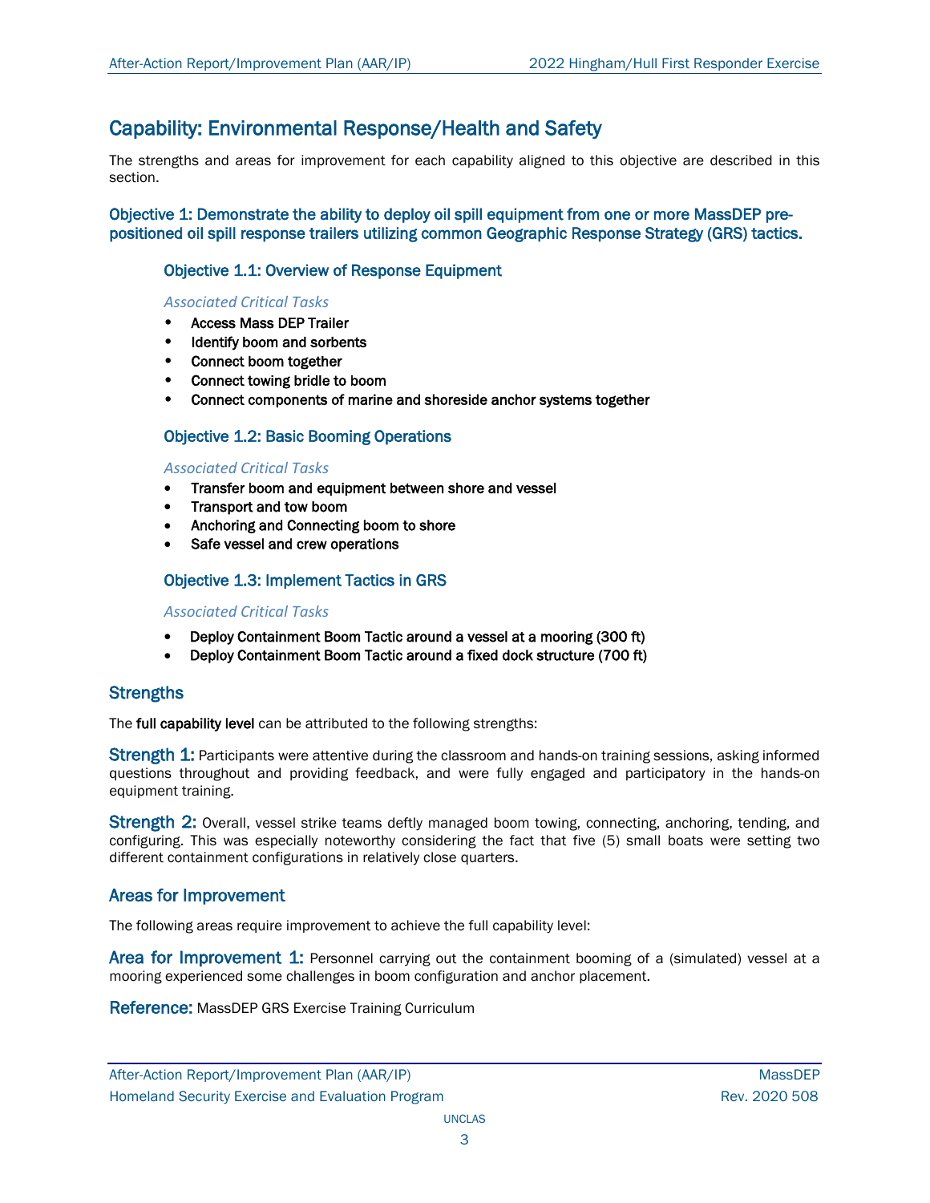## Capability: Environmental Response/Health and Safety

The strengths and areas for improvement for each capability aligned to this objective are described in this section.

### Objective 1: Demonstrate the ability to deploy oil spill equipment from one or more MassDEP pre-positioned oil spill response trailers utilizing common Geographic Response Strategy (GRS) tactics.

#### Objective 1.1: Overview of Response Equipment

*Associated Critical Tasks*

- Access Mass DEP Trailer
- Identify boom and sorbents
- Connect boom together
- Connect towing bridle to boom
- Connect components of marine and shoreside anchor systems together

#### Objective 1.2: Basic Booming Operations

*Associated Critical Tasks*

- Transfer boom and equipment between shore and vessel
- Transport and tow boom
- Anchoring and Connecting boom to shore
- Safe vessel and crew operations

#### Objective 1.3: Implement Tactics in GRS

*Associated Critical Tasks*

- Deploy Containment Boom Tactic around a vessel at a mooring (300 ft)
- Deploy Containment Boom Tactic around a fixed dock structure (700 ft)

### Strengths

The **full capability level** can be attributed to the following strengths:

**Strength 1:** Participants were attentive during the classroom and hands-on training sessions, asking informed questions throughout and providing feedback, and were fully engaged and participatory in the hands-on equipment training.

**Strength 2:** Overall, vessel strike teams deftly managed boom towing, connecting, anchoring, tending, and configuring. This was especially noteworthy considering the fact that five (5) small boats were setting two different containment configurations in relatively close quarters.

### Areas for Improvement

The following areas require improvement to achieve the full capability level:

**Area for Improvement 1:** Personnel carrying out the containment booming of a (simulated) vessel at a mooring experienced some challenges in boom configuration and anchor placement.

**Reference:** MassDEP GRS Exercise Training Curriculum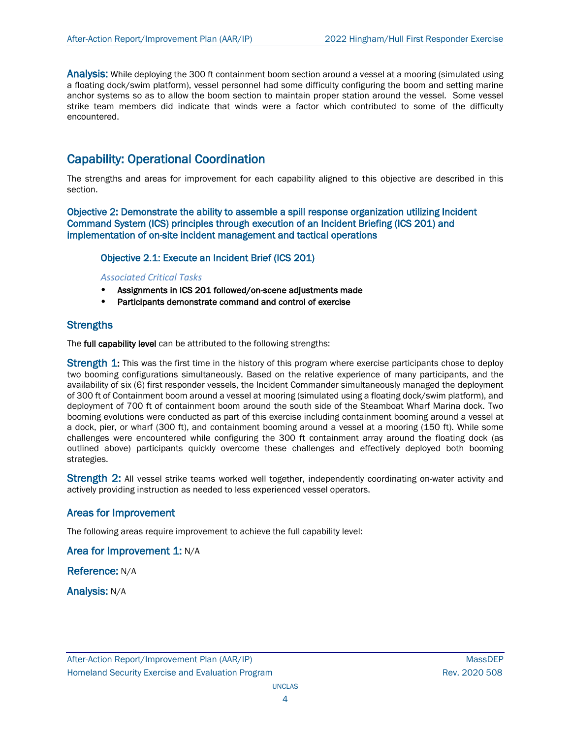**Analysis:** While deploying the 300 ft containment boom section around a vessel at a mooring (simulated using a floating dock/swim platform), vessel personnel had some difficulty configuring the boom and setting marine anchor systems so as to allow the boom section to maintain proper station around the vessel. Some vessel strike team members did indicate that winds were a factor which contributed to some of the difficulty encountered.

## Capability: Operational Coordination

The strengths and areas for improvement for each capability aligned to this objective are described in this section.

### Objective 2: Demonstrate the ability to assemble a spill response organization utilizing Incident Command System (ICS) principles through execution of an Incident Briefing (ICS 201) and implementation of on-site incident management and tactical operations

#### Objective 2.1: Execute an Incident Brief (ICS 201)

*Associated Critical Tasks*

- Assignments in ICS 201 followed/on-scene adjustments made
- Participants demonstrate command and control of exercise

### Strengths

The **full capability level** can be attributed to the following strengths:

**Strength 1:** This was the first time in the history of this program where exercise participants chose to deploy two booming configurations simultaneously. Based on the relative experience of many participants, and the availability of six (6) first responder vessels, the Incident Commander simultaneously managed the deployment of 300 ft of Containment boom around a vessel at mooring (simulated using a floating dock/swim platform), and deployment of 700 ft of containment boom around the south side of the Steamboat Wharf Marina dock. Two booming evolutions were conducted as part of this exercise including containment booming around a vessel at a dock, pier, or wharf (300 ft), and containment booming around a vessel at a mooring (150 ft). While some challenges were encountered while configuring the 300 ft containment array around the floating dock (as outlined above) participants quickly overcome these challenges and effectively deployed both booming strategies.

**Strength 2:** All vessel strike teams worked well together, independently coordinating on-water activity and actively providing instruction as needed to less experienced vessel operators.

### Areas for Improvement

The following areas require improvement to achieve the full capability level:

**Area for Improvement 1:** N/A

**Reference:** N/A

**Analysis:** N/A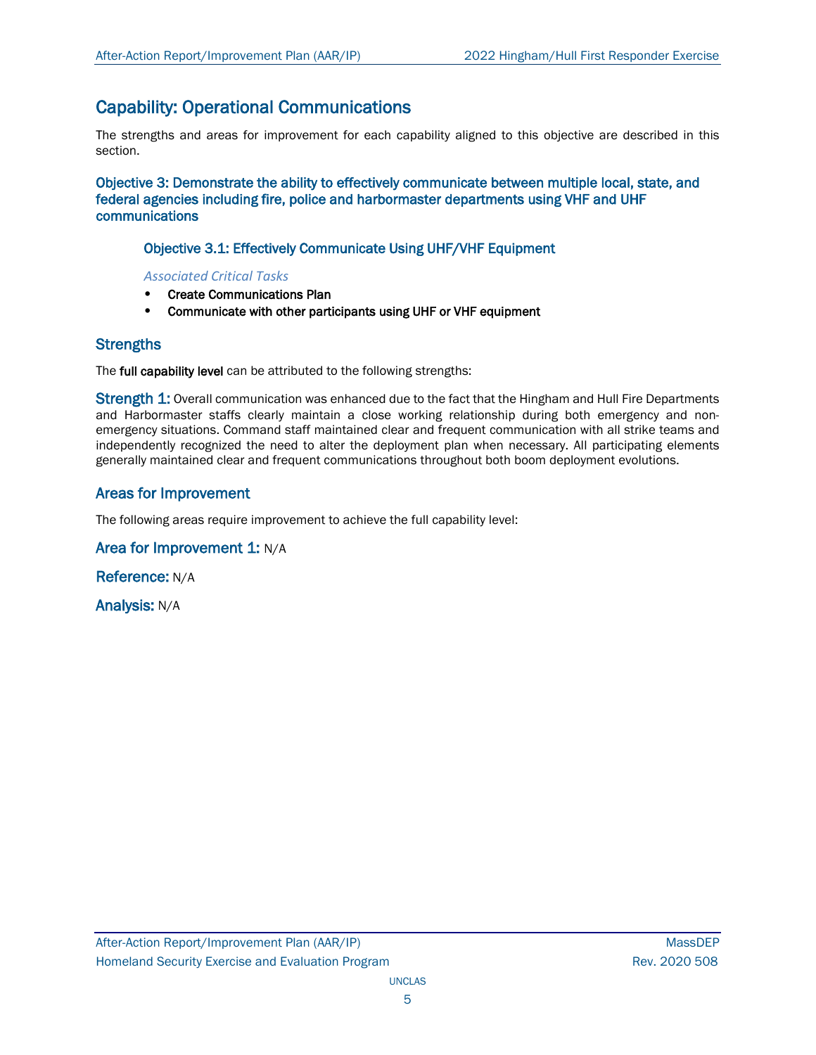## Capability: Operational Communications

The strengths and areas for improvement for each capability aligned to this objective are described in this section.

### Objective 3: Demonstrate the ability to effectively communicate between multiple local, state, and federal agencies including fire, police and harbormaster departments using VHF and UHF communications

#### Objective 3.1: Effectively Communicate Using UHF/VHF Equipment

*Associated Critical Tasks*

- **Create Communications Plan**
- **Communicate with other participants using UHF or VHF equipment**

### Strengths

The **full capability level** can be attributed to the following strengths:

**Strength 1:** Overall communication was enhanced due to the fact that the Hingham and Hull Fire Departments and Harbormaster staffs clearly maintain a close working relationship during both emergency and non-emergency situations. Command staff maintained clear and frequent communication with all strike teams and independently recognized the need to alter the deployment plan when necessary. All participating elements generally maintained clear and frequent communications throughout both boom deployment evolutions.

### Areas for Improvement

The following areas require improvement to achieve the full capability level:

**Area for Improvement 1:** N/A

**Reference:** N/A

**Analysis:** N/A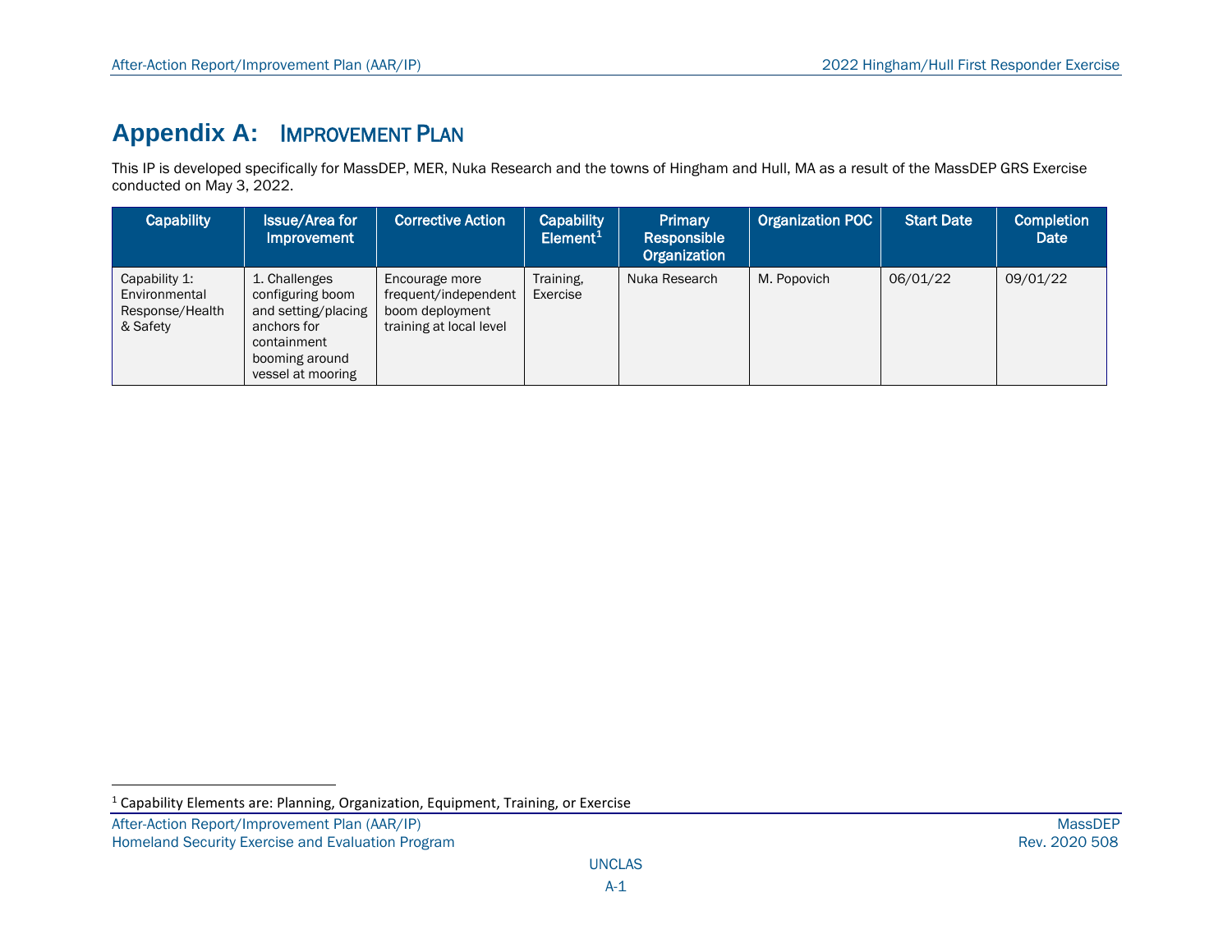# Appendix A: Improvement Plan

This IP is developed specifically for MassDEP, MER, Nuka Research and the towns of Hingham and Hull, MA as a result of the MassDEP GRS Exercise conducted on May 3, 2022.

| Capability | Issue/Area for Improvement | Corrective Action | Capability Element[1] | Primary Responsible Organization | Organization POC | Start Date | Completion Date |
|---|---|---|---|---|---|---|---|
| Capability 1: Environmental Response/Health & Safety | 1. Challenges configuring boom and setting/placing anchors for containment booming around vessel at mooring | Encourage more frequent/independent boom deployment training at local level | Training, Exercise | Nuka Research | M. Popovich | 06/01/22 | 09/01/22 |

[1] Capability Elements are: Planning, Organization, Equipment, Training, or Exercise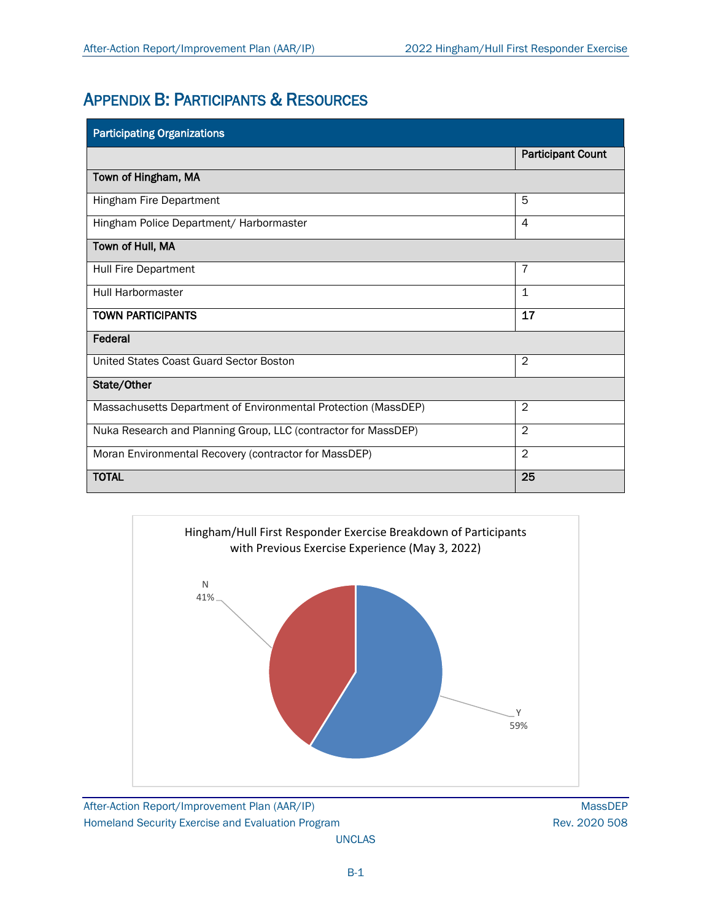## Appendix B: Participants & Resources

| Participating Organizations | |
|---|---|
| | **Participant Count** |
| **Town of Hingham, MA** | |
| Hingham Fire Department | 5 |
| Hingham Police Department/ Harbormaster | 4 |
| **Town of Hull, MA** | |
| Hull Fire Department | 7 |
| Hull Harbormaster | 1 |
| **TOWN PARTICIPANTS** | **17** |
| **Federal** | |
| United States Coast Guard Sector Boston | 2 |
| **State/Other** | |
| Massachusetts Department of Environmental Protection (MassDEP) | 2 |
| Nuka Research and Planning Group, LLC (contractor for MassDEP) | 2 |
| Moran Environmental Recovery (contractor for MassDEP) | 2 |
| **TOTAL** | **25** |

Hingham/Hull First Responder Exercise Breakdown of Participants with Previous Exercise Experience (May 3, 2022)

N 41%

Y 59%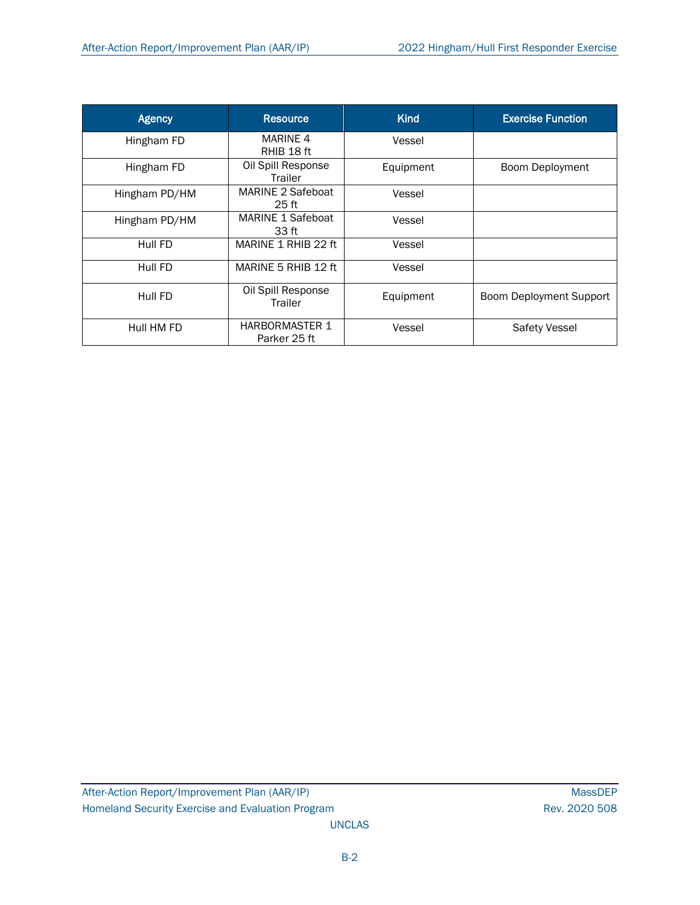| Agency | Resource | Kind | Exercise Function |
| --- | --- | --- | --- |
| Hingham FD | MARINE 4 RHIB 18 ft | Vessel | |
| Hingham FD | Oil Spill Response Trailer | Equipment | Boom Deployment |
| Hingham PD/HM | MARINE 2 Safeboat 25 ft | Vessel | |
| Hingham PD/HM | MARINE 1 Safeboat 33 ft | Vessel | |
| Hull FD | MARINE 1 RHIB 22 ft | Vessel | |
| Hull FD | MARINE 5 RHIB 12 ft | Vessel | |
| Hull FD | Oil Spill Response Trailer | Equipment | Boom Deployment Support |
| Hull HM FD | HARBORMASTER 1 Parker 25 ft | Vessel | Safety Vessel |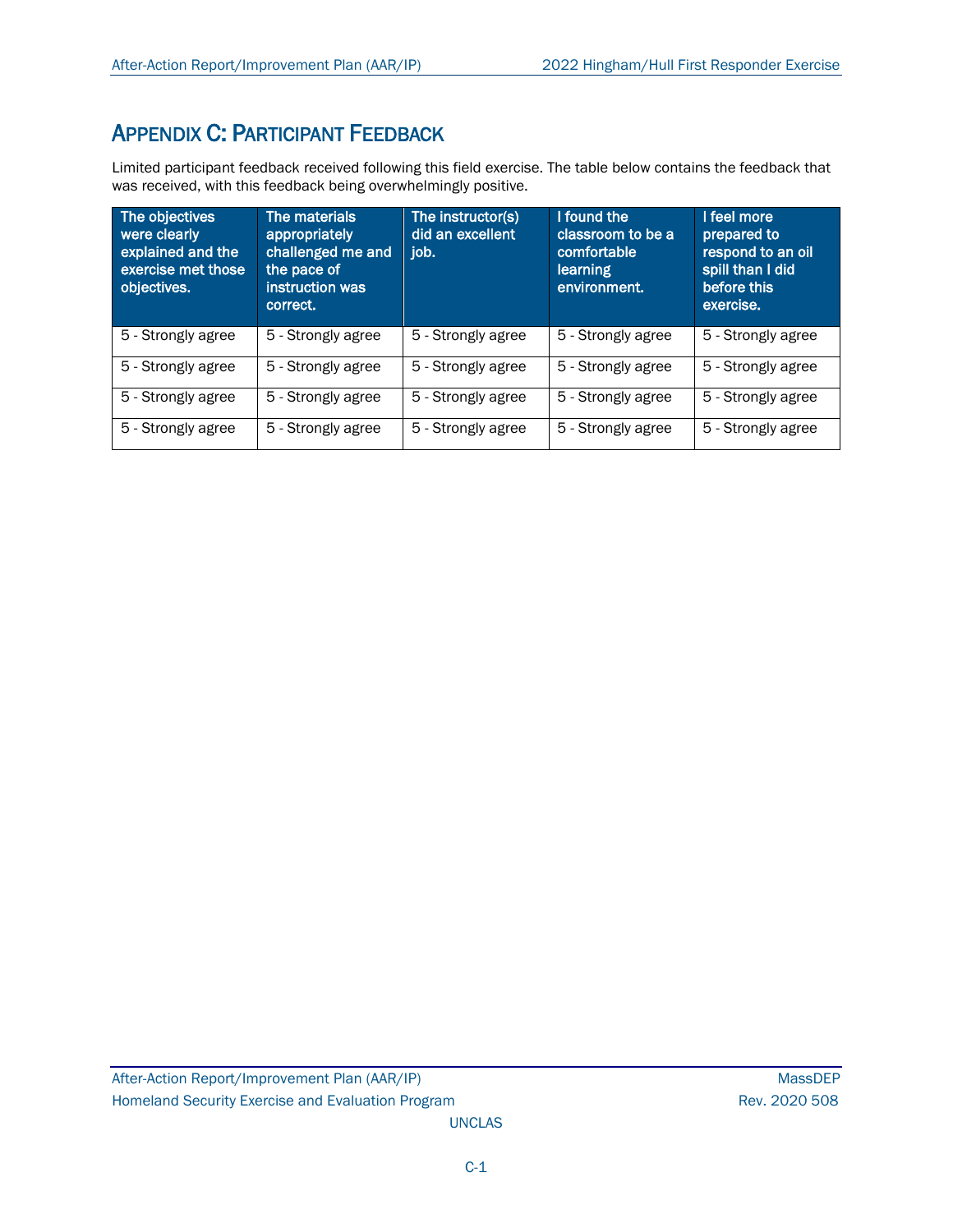# Appendix C: Participant Feedback

Limited participant feedback received following this field exercise. The table below contains the feedback that was received, with this feedback being overwhelmingly positive.

| The objectives were clearly explained and the exercise met those objectives. | The materials appropriately challenged me and the pace of instruction was correct. | The instructor(s) did an excellent job. | I found the classroom to be a comfortable learning environment. | I feel more prepared to respond to an oil spill than I did before this exercise. |
|---|---|---|---|---|
| 5 - Strongly agree | 5 - Strongly agree | 5 - Strongly agree | 5 - Strongly agree | 5 - Strongly agree |
| 5 - Strongly agree | 5 - Strongly agree | 5 - Strongly agree | 5 - Strongly agree | 5 - Strongly agree |
| 5 - Strongly agree | 5 - Strongly agree | 5 - Strongly agree | 5 - Strongly agree | 5 - Strongly agree |
| 5 - Strongly agree | 5 - Strongly agree | 5 - Strongly agree | 5 - Strongly agree | 5 - Strongly agree |